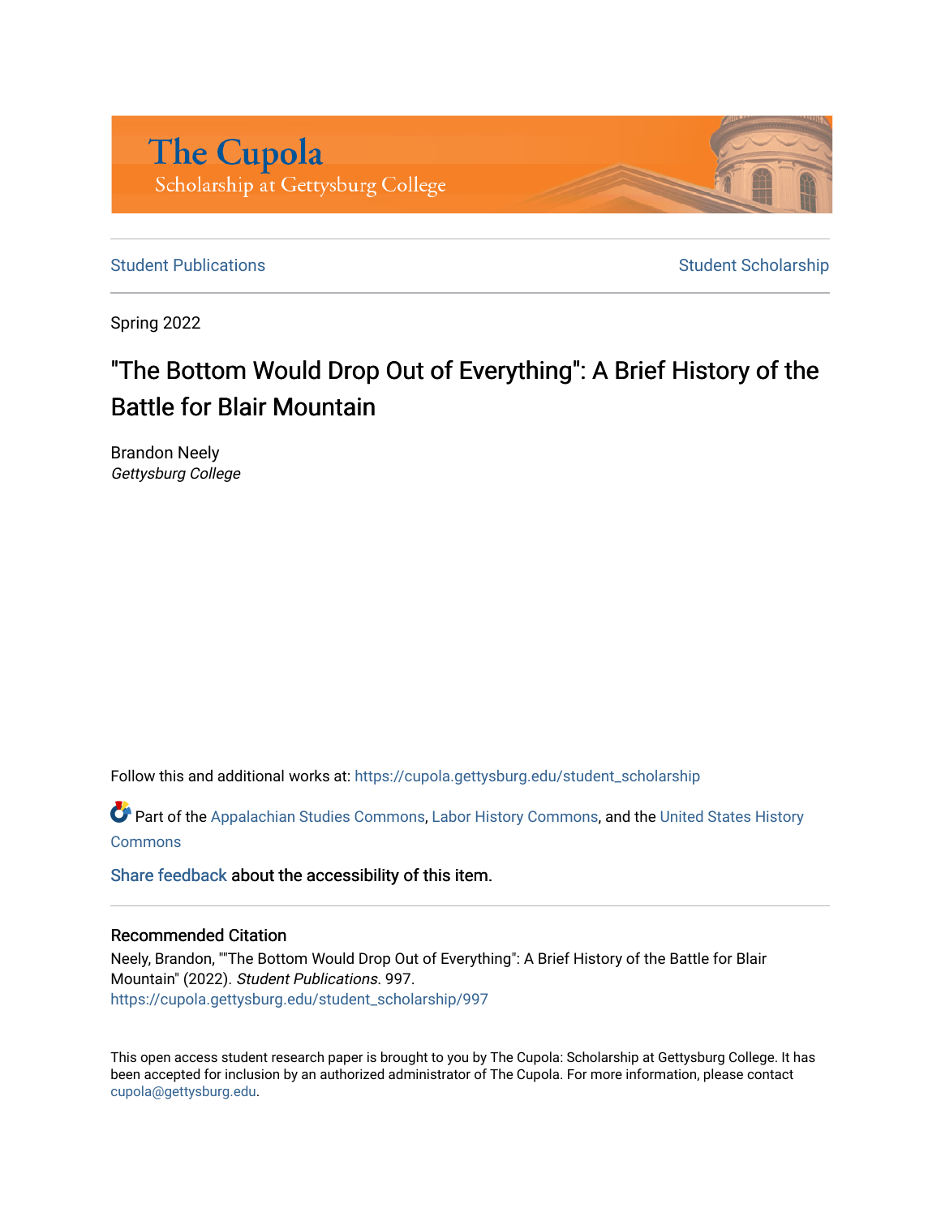# The Cupola

Scholarship at Gettysburg College

Student Publications | Student Scholarship
--- | ---

Spring 2022

## "The Bottom Would Drop Out of Everything": A Brief History of the Battle for Blair Mountain

Brandon Neely
*Gettysburg College*

Follow this and additional works at: https://cupola.gettysburg.edu/student_scholarship

Part of the Appalachian Studies Commons, Labor History Commons, and the United States History Commons

Share feedback about the accessibility of this item.

### Recommended Citation

Neely, Brandon, ""The Bottom Would Drop Out of Everything": A Brief History of the Battle for Blair Mountain" (2022). *Student Publications*. 997.
https://cupola.gettysburg.edu/student_scholarship/997

This open access student research paper is brought to you by The Cupola: Scholarship at Gettysburg College. It has been accepted for inclusion by an authorized administrator of The Cupola. For more information, please contact cupola@gettysburg.edu.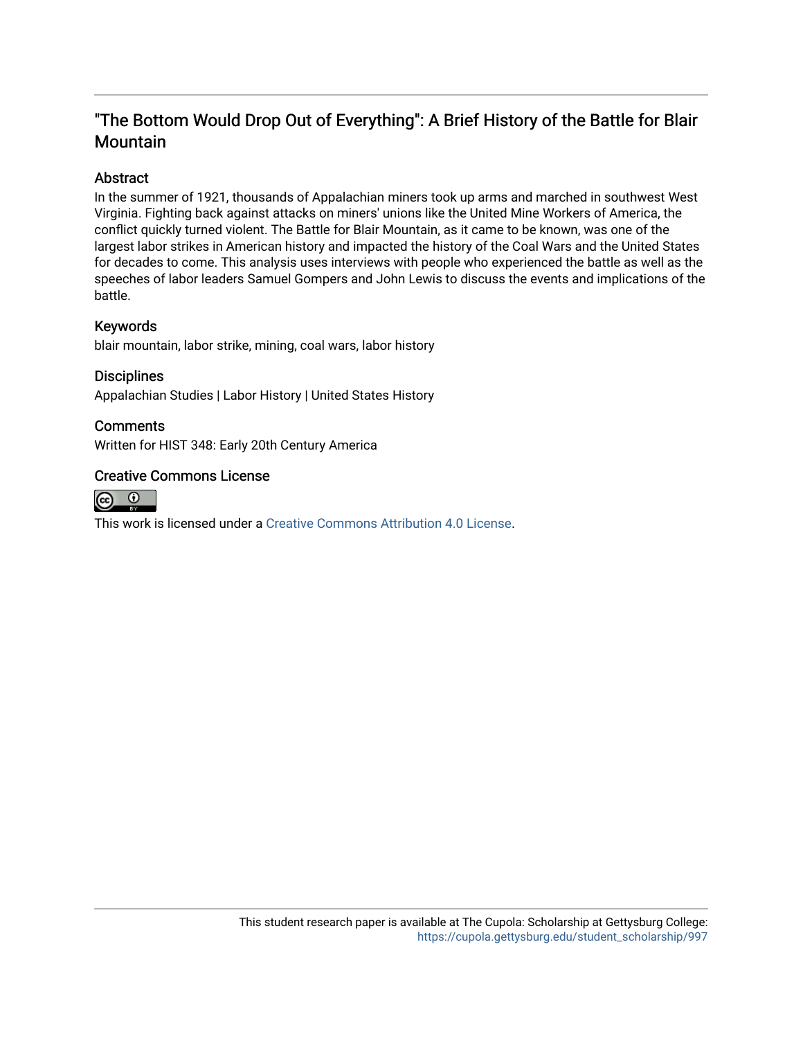# "The Bottom Would Drop Out of Everything": A Brief History of the Battle for Blair Mountain

## Abstract

In the summer of 1921, thousands of Appalachian miners took up arms and marched in southwest West Virginia. Fighting back against attacks on miners' unions like the United Mine Workers of America, the conflict quickly turned violent. The Battle for Blair Mountain, as it came to be known, was one of the largest labor strikes in American history and impacted the history of the Coal Wars and the United States for decades to come. This analysis uses interviews with people who experienced the battle as well as the speeches of labor leaders Samuel Gompers and John Lewis to discuss the events and implications of the battle.

## Keywords

blair mountain, labor strike, mining, coal wars, labor history

## Disciplines

Appalachian Studies | Labor History | United States History

## Comments

Written for HIST 348: Early 20th Century America

## Creative Commons License

This work is licensed under a Creative Commons Attribution 4.0 License.

This student research paper is available at The Cupola: Scholarship at Gettysburg College: https://cupola.gettysburg.edu/student_scholarship/997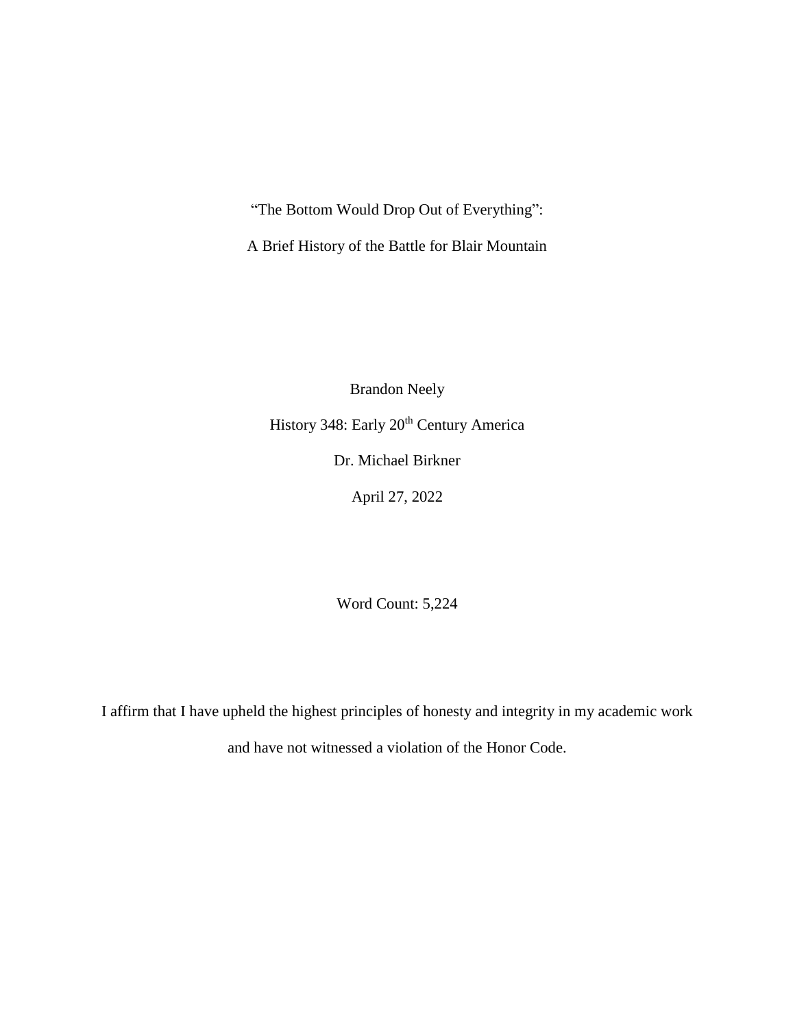“The Bottom Would Drop Out of Everything”:

A Brief History of the Battle for Blair Mountain

Brandon Neely

History 348: Early 20th Century America

Dr. Michael Birkner

April 27, 2022

Word Count: 5,224

I affirm that I have upheld the highest principles of honesty and integrity in my academic work and have not witnessed a violation of the Honor Code.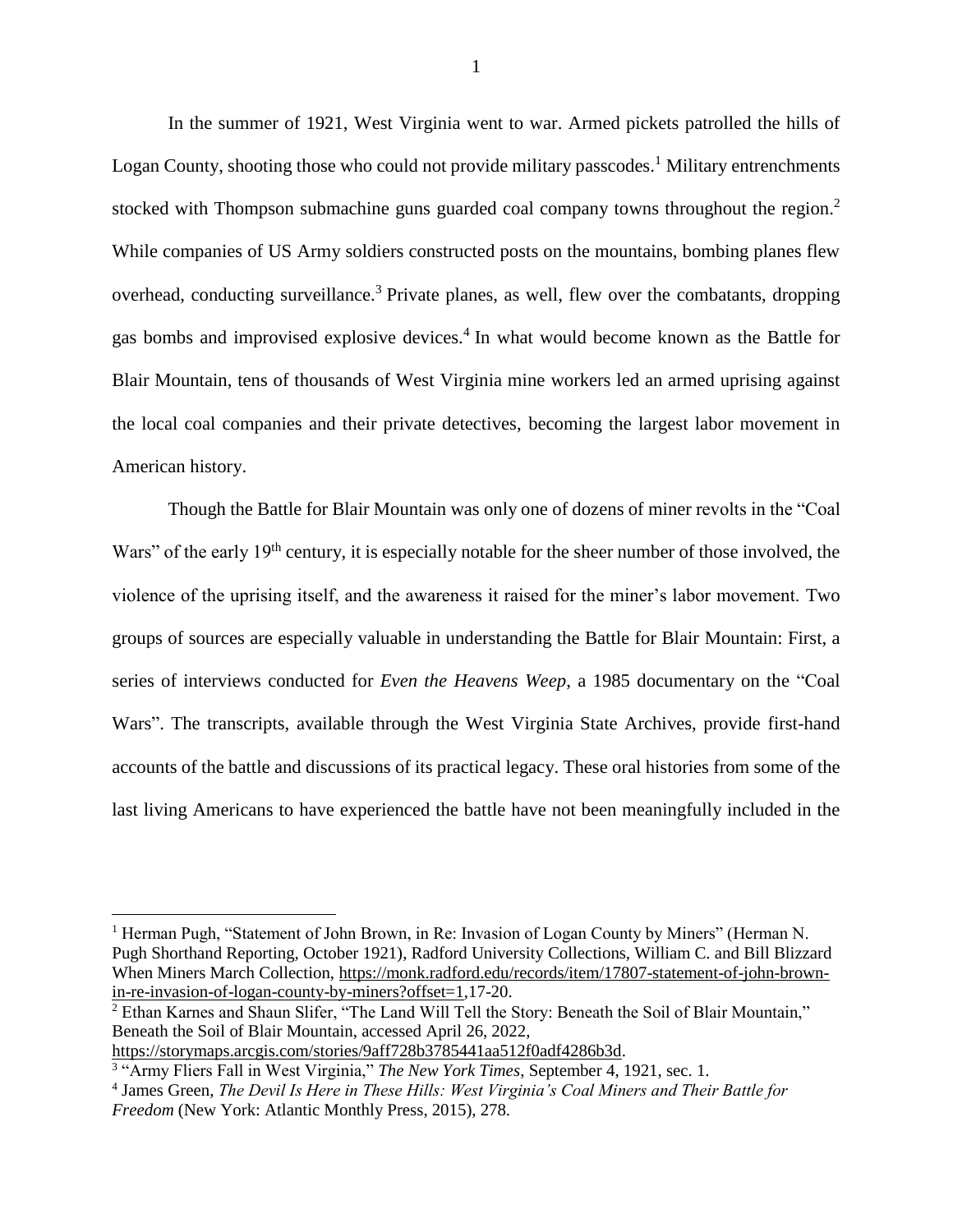In the summer of 1921, West Virginia went to war. Armed pickets patrolled the hills of Logan County, shooting those who could not provide military passcodes.[1] Military entrenchments stocked with Thompson submachine guns guarded coal company towns throughout the region.[2] While companies of US Army soldiers constructed posts on the mountains, bombing planes flew overhead, conducting surveillance.[3] Private planes, as well, flew over the combatants, dropping gas bombs and improvised explosive devices.[4] In what would become known as the Battle for Blair Mountain, tens of thousands of West Virginia mine workers led an armed uprising against the local coal companies and their private detectives, becoming the largest labor movement in American history.

Though the Battle for Blair Mountain was only one of dozens of miner revolts in the "Coal Wars" of the early 19th century, it is especially notable for the sheer number of those involved, the violence of the uprising itself, and the awareness it raised for the miner's labor movement. Two groups of sources are especially valuable in understanding the Battle for Blair Mountain: First, a series of interviews conducted for *Even the Heavens Weep*, a 1985 documentary on the "Coal Wars". The transcripts, available through the West Virginia State Archives, provide first-hand accounts of the battle and discussions of its practical legacy. These oral histories from some of the last living Americans to have experienced the battle have not been meaningfully included in the

---

[1] Herman Pugh, "Statement of John Brown, in Re: Invasion of Logan County by Miners" (Herman N. Pugh Shorthand Reporting, October 1921), Radford University Collections, William C. and Bill Blizzard When Miners March Collection, https://monk.radford.edu/records/item/17807-statement-of-john-brown-in-re-invasion-of-logan-county-by-miners?offset=1,17-20.

[2] Ethan Karnes and Shaun Slifer, "The Land Will Tell the Story: Beneath the Soil of Blair Mountain," Beneath the Soil of Blair Mountain, accessed April 26, 2022, https://storymaps.arcgis.com/stories/9aff728b3785441aa512f0adf4286b3d.

[3] "Army Fliers Fall in West Virginia," *The New York Times*, September 4, 1921, sec. 1.

[4] James Green, *The Devil Is Here in These Hills: West Virginia's Coal Miners and Their Battle for Freedom* (New York: Atlantic Monthly Press, 2015), 278.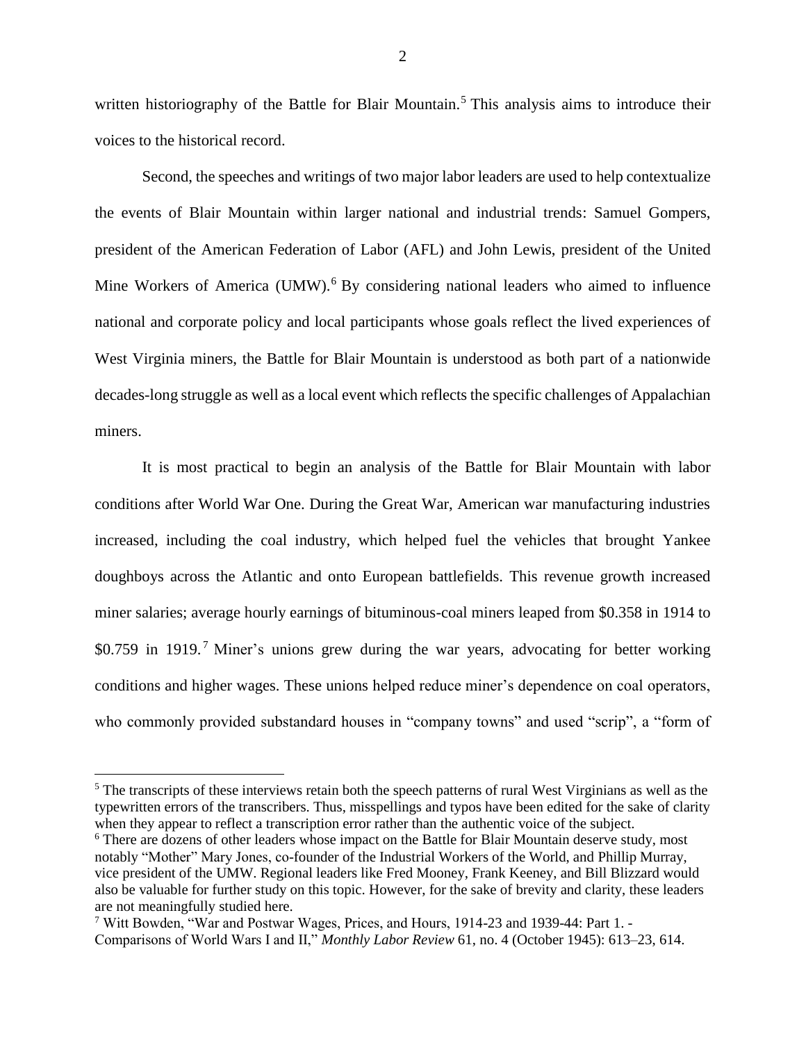written historiography of the Battle for Blair Mountain.[5] This analysis aims to introduce their voices to the historical record.

Second, the speeches and writings of two major labor leaders are used to help contextualize the events of Blair Mountain within larger national and industrial trends: Samuel Gompers, president of the American Federation of Labor (AFL) and John Lewis, president of the United Mine Workers of America (UMW).[6] By considering national leaders who aimed to influence national and corporate policy and local participants whose goals reflect the lived experiences of West Virginia miners, the Battle for Blair Mountain is understood as both part of a nationwide decades-long struggle as well as a local event which reflects the specific challenges of Appalachian miners.

It is most practical to begin an analysis of the Battle for Blair Mountain with labor conditions after World War One. During the Great War, American war manufacturing industries increased, including the coal industry, which helped fuel the vehicles that brought Yankee doughboys across the Atlantic and onto European battlefields. This revenue growth increased miner salaries; average hourly earnings of bituminous-coal miners leaped from $0.358 in 1914 to $0.759 in 1919.[7] Miner's unions grew during the war years, advocating for better working conditions and higher wages. These unions helped reduce miner's dependence on coal operators, who commonly provided substandard houses in "company towns" and used "scrip", a "form of

---

[5] The transcripts of these interviews retain both the speech patterns of rural West Virginians as well as the typewritten errors of the transcribers. Thus, misspellings and typos have been edited for the sake of clarity when they appear to reflect a transcription error rather than the authentic voice of the subject.

[6] There are dozens of other leaders whose impact on the Battle for Blair Mountain deserve study, most notably "Mother" Mary Jones, co-founder of the Industrial Workers of the World, and Phillip Murray, vice president of the UMW. Regional leaders like Fred Mooney, Frank Keeney, and Bill Blizzard would also be valuable for further study on this topic. However, for the sake of brevity and clarity, these leaders are not meaningfully studied here.

[7] Witt Bowden, "War and Postwar Wages, Prices, and Hours, 1914-23 and 1939-44: Part 1. - Comparisons of World Wars I and II," *Monthly Labor Review* 61, no. 4 (October 1945): 613–23, 614.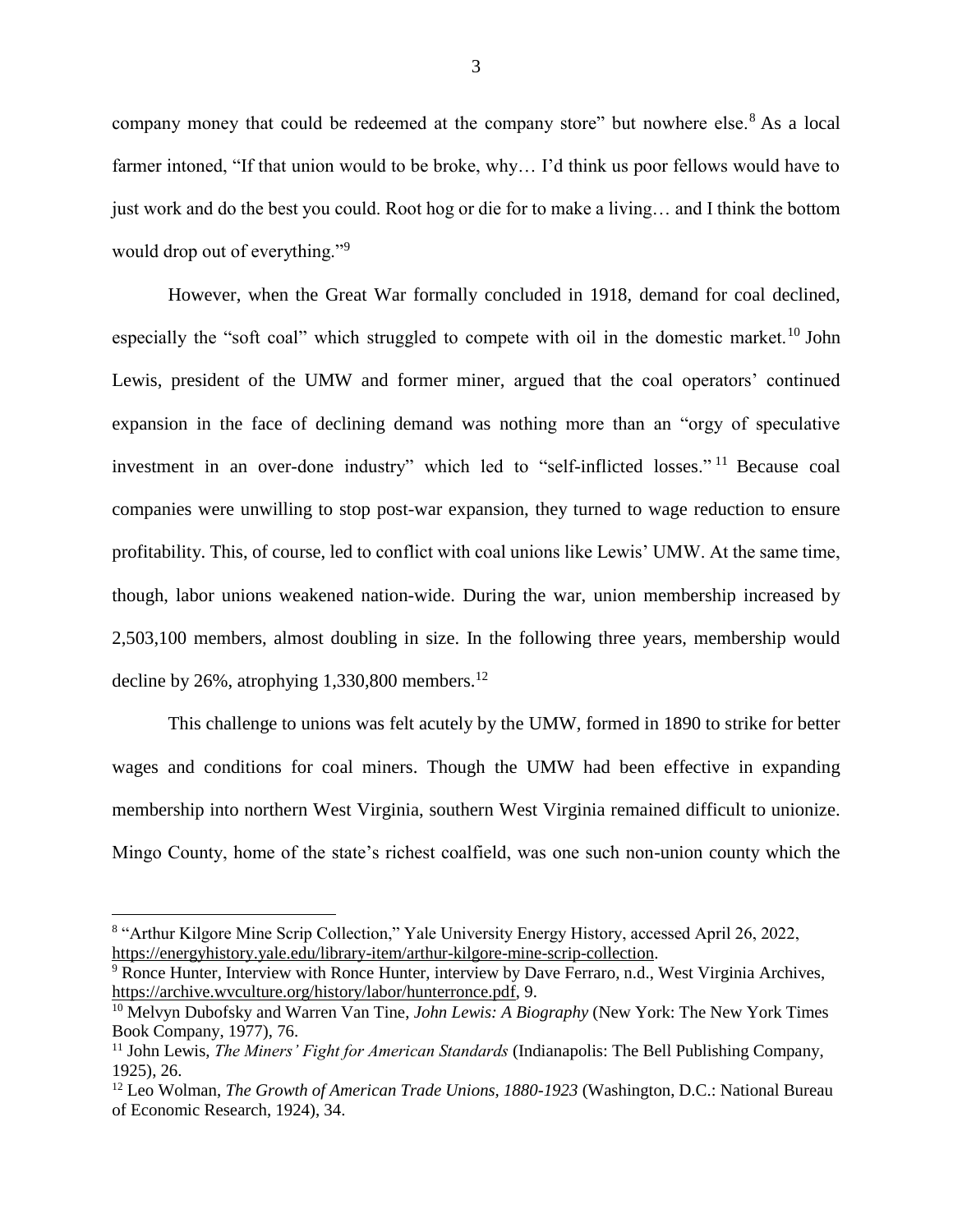company money that could be redeemed at the company store" but nowhere else.[8] As a local farmer intoned, "If that union would to be broke, why… I'd think us poor fellows would have to just work and do the best you could. Root hog or die for to make a living… and I think the bottom would drop out of everything."[9]

However, when the Great War formally concluded in 1918, demand for coal declined, especially the "soft coal" which struggled to compete with oil in the domestic market.[10] John Lewis, president of the UMW and former miner, argued that the coal operators' continued expansion in the face of declining demand was nothing more than an "orgy of speculative investment in an over-done industry" which led to "self-inflicted losses."[11] Because coal companies were unwilling to stop post-war expansion, they turned to wage reduction to ensure profitability. This, of course, led to conflict with coal unions like Lewis' UMW. At the same time, though, labor unions weakened nation-wide. During the war, union membership increased by 2,503,100 members, almost doubling in size. In the following three years, membership would decline by 26%, atrophying 1,330,800 members.[12]

This challenge to unions was felt acutely by the UMW, formed in 1890 to strike for better wages and conditions for coal miners. Though the UMW had been effective in expanding membership into northern West Virginia, southern West Virginia remained difficult to unionize. Mingo County, home of the state's richest coalfield, was one such non-union county which the

---

[8] "Arthur Kilgore Mine Scrip Collection," Yale University Energy History, accessed April 26, 2022, https://energyhistory.yale.edu/library-item/arthur-kilgore-mine-scrip-collection.

[9] Ronce Hunter, Interview with Ronce Hunter, interview by Dave Ferraro, n.d., West Virginia Archives, https://archive.wvculture.org/history/labor/hunterronce.pdf, 9.

[10] Melvyn Dubofsky and Warren Van Tine, *John Lewis: A Biography* (New York: The New York Times Book Company, 1977), 76.

[11] John Lewis, *The Miners' Fight for American Standards* (Indianapolis: The Bell Publishing Company, 1925), 26.

[12] Leo Wolman, *The Growth of American Trade Unions, 1880-1923* (Washington, D.C.: National Bureau of Economic Research, 1924), 34.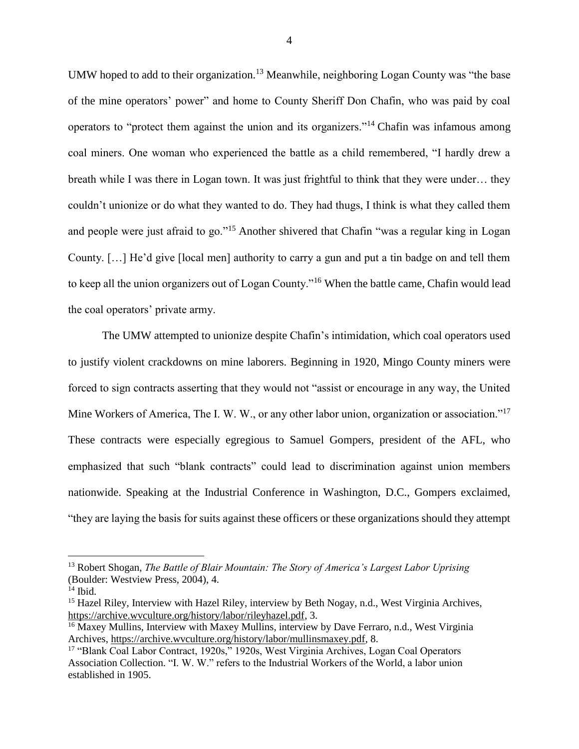UMW hoped to add to their organization.[13] Meanwhile, neighboring Logan County was "the base of the mine operators' power" and home to County Sheriff Don Chafin, who was paid by coal operators to "protect them against the union and its organizers."[14] Chafin was infamous among coal miners. One woman who experienced the battle as a child remembered, "I hardly drew a breath while I was there in Logan town. It was just frightful to think that they were under… they couldn't unionize or do what they wanted to do. They had thugs, I think is what they called them and people were just afraid to go."[15] Another shivered that Chafin "was a regular king in Logan County. […] He'd give [local men] authority to carry a gun and put a tin badge on and tell them to keep all the union organizers out of Logan County."[16] When the battle came, Chafin would lead the coal operators' private army.

The UMW attempted to unionize despite Chafin's intimidation, which coal operators used to justify violent crackdowns on mine laborers. Beginning in 1920, Mingo County miners were forced to sign contracts asserting that they would not "assist or encourage in any way, the United Mine Workers of America, The I. W. W., or any other labor union, organization or association."[17] These contracts were especially egregious to Samuel Gompers, president of the AFL, who emphasized that such "blank contracts" could lead to discrimination against union members nationwide. Speaking at the Industrial Conference in Washington, D.C., Gompers exclaimed, "they are laying the basis for suits against these officers or these organizations should they attempt

---

[13] Robert Shogan, *The Battle of Blair Mountain: The Story of America's Largest Labor Uprising* (Boulder: Westview Press, 2004), 4.

[14] Ibid.

[15] Hazel Riley, Interview with Hazel Riley, interview by Beth Nogay, n.d., West Virginia Archives, https://archive.wvculture.org/history/labor/rileyhazel.pdf, 3.

[16] Maxey Mullins, Interview with Maxey Mullins, interview by Dave Ferraro, n.d., West Virginia Archives, https://archive.wvculture.org/history/labor/mullinsmaxey.pdf, 8.

[17] "Blank Coal Labor Contract, 1920s," 1920s, West Virginia Archives, Logan Coal Operators Association Collection. "I. W. W." refers to the Industrial Workers of the World, a labor union established in 1905.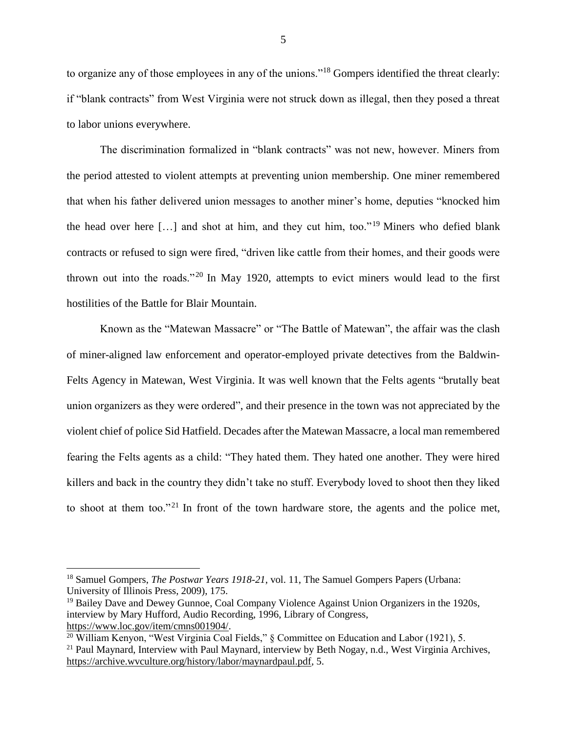to organize any of those employees in any of the unions."[18] Gompers identified the threat clearly: if "blank contracts" from West Virginia were not struck down as illegal, then they posed a threat to labor unions everywhere.

The discrimination formalized in "blank contracts" was not new, however. Miners from the period attested to violent attempts at preventing union membership. One miner remembered that when his father delivered union messages to another miner's home, deputies "knocked him the head over here […] and shot at him, and they cut him, too."[19] Miners who defied blank contracts or refused to sign were fired, "driven like cattle from their homes, and their goods were thrown out into the roads."[20] In May 1920, attempts to evict miners would lead to the first hostilities of the Battle for Blair Mountain.

Known as the "Matewan Massacre" or "The Battle of Matewan", the affair was the clash of miner-aligned law enforcement and operator-employed private detectives from the Baldwin-Felts Agency in Matewan, West Virginia. It was well known that the Felts agents "brutally beat union organizers as they were ordered", and their presence in the town was not appreciated by the violent chief of police Sid Hatfield. Decades after the Matewan Massacre, a local man remembered fearing the Felts agents as a child: "They hated them. They hated one another. They were hired killers and back in the country they didn't take no stuff. Everybody loved to shoot then they liked to shoot at them too."[21] In front of the town hardware store, the agents and the police met,

---

[18] Samuel Gompers, *The Postwar Years 1918-21*, vol. 11, The Samuel Gompers Papers (Urbana: University of Illinois Press, 2009), 175.

[19] Bailey Dave and Dewey Gunnoe, Coal Company Violence Against Union Organizers in the 1920s, interview by Mary Hufford, Audio Recording, 1996, Library of Congress, https://www.loc.gov/item/cmns001904/.

[20] William Kenyon, "West Virginia Coal Fields," § Committee on Education and Labor (1921), 5.

[21] Paul Maynard, Interview with Paul Maynard, interview by Beth Nogay, n.d., West Virginia Archives, https://archive.wvculture.org/history/labor/maynardpaul.pdf, 5.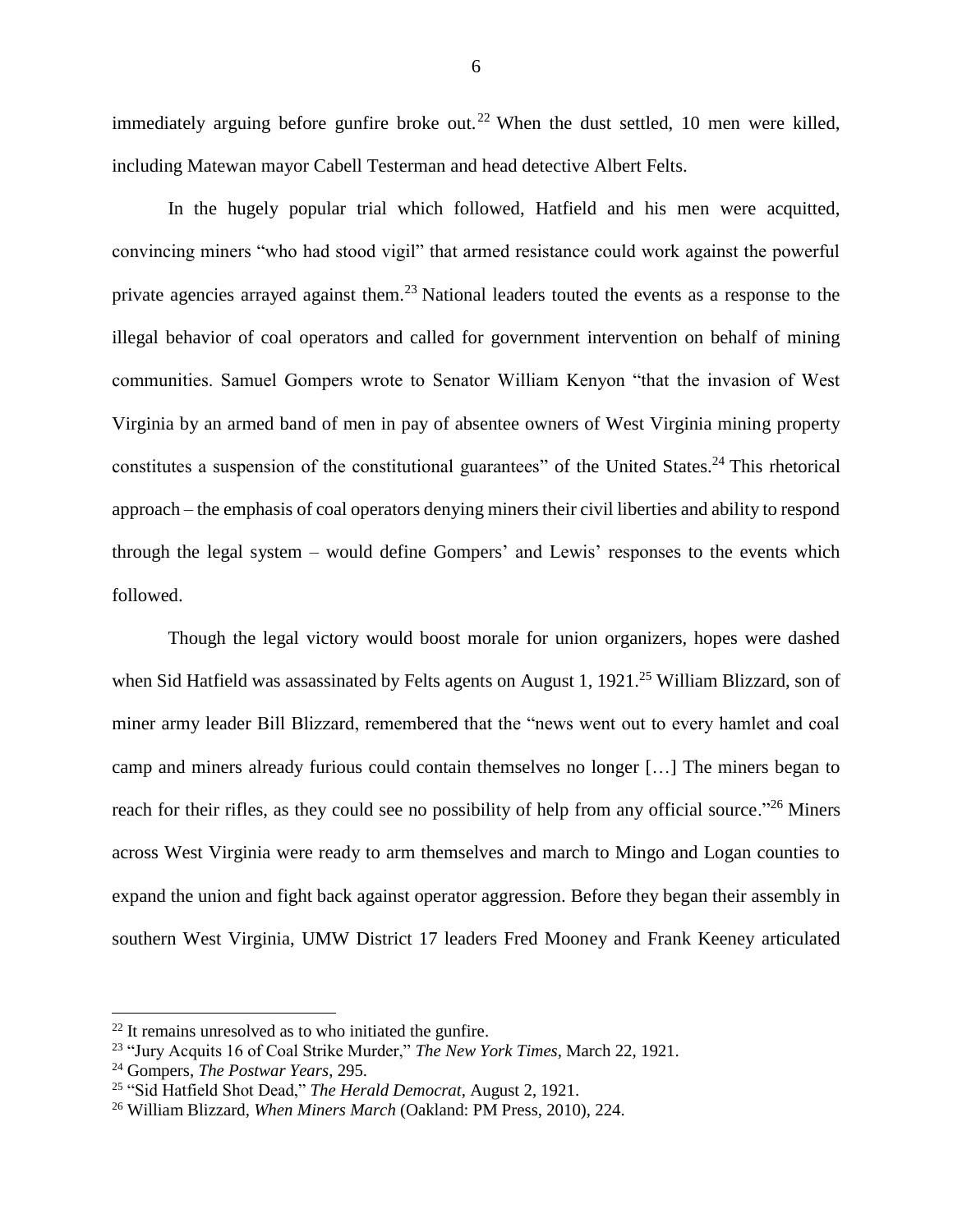immediately arguing before gunfire broke out.[22] When the dust settled, 10 men were killed, including Matewan mayor Cabell Testerman and head detective Albert Felts.

In the hugely popular trial which followed, Hatfield and his men were acquitted, convincing miners "who had stood vigil" that armed resistance could work against the powerful private agencies arrayed against them.[23] National leaders touted the events as a response to the illegal behavior of coal operators and called for government intervention on behalf of mining communities. Samuel Gompers wrote to Senator William Kenyon "that the invasion of West Virginia by an armed band of men in pay of absentee owners of West Virginia mining property constitutes a suspension of the constitutional guarantees" of the United States.[24] This rhetorical approach – the emphasis of coal operators denying miners their civil liberties and ability to respond through the legal system – would define Gompers' and Lewis' responses to the events which followed.

Though the legal victory would boost morale for union organizers, hopes were dashed when Sid Hatfield was assassinated by Felts agents on August 1, 1921.[25] William Blizzard, son of miner army leader Bill Blizzard, remembered that the "news went out to every hamlet and coal camp and miners already furious could contain themselves no longer […] The miners began to reach for their rifles, as they could see no possibility of help from any official source."[26] Miners across West Virginia were ready to arm themselves and march to Mingo and Logan counties to expand the union and fight back against operator aggression. Before they began their assembly in southern West Virginia, UMW District 17 leaders Fred Mooney and Frank Keeney articulated

---

[22] It remains unresolved as to who initiated the gunfire.

[23] "Jury Acquits 16 of Coal Strike Murder," *The New York Times*, March 22, 1921.

[24] Gompers, *The Postwar Years*, 295.

[25] "Sid Hatfield Shot Dead," *The Herald Democrat*, August 2, 1921.

[26] William Blizzard, *When Miners March* (Oakland: PM Press, 2010), 224.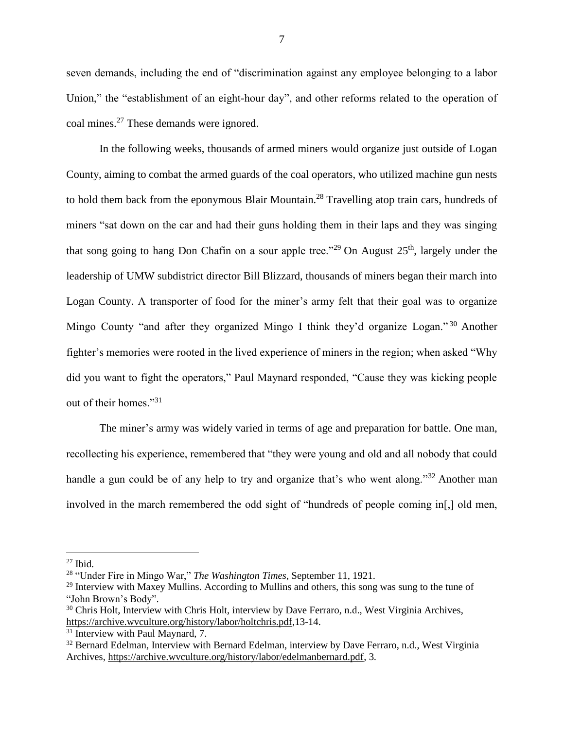seven demands, including the end of "discrimination against any employee belonging to a labor Union," the "establishment of an eight-hour day", and other reforms related to the operation of coal mines.[27] These demands were ignored.

In the following weeks, thousands of armed miners would organize just outside of Logan County, aiming to combat the armed guards of the coal operators, who utilized machine gun nests to hold them back from the eponymous Blair Mountain.[28] Travelling atop train cars, hundreds of miners "sat down on the car and had their guns holding them in their laps and they was singing that song going to hang Don Chafin on a sour apple tree."[29] On August 25th, largely under the leadership of UMW subdistrict director Bill Blizzard, thousands of miners began their march into Logan County. A transporter of food for the miner's army felt that their goal was to organize Mingo County "and after they organized Mingo I think they'd organize Logan."[30] Another fighter's memories were rooted in the lived experience of miners in the region; when asked "Why did you want to fight the operators," Paul Maynard responded, "Cause they was kicking people out of their homes."[31]

The miner's army was widely varied in terms of age and preparation for battle. One man, recollecting his experience, remembered that "they were young and old and all nobody that could handle a gun could be of any help to try and organize that's who went along."[32] Another man involved in the march remembered the odd sight of "hundreds of people coming in[,] old men,

---

[27] Ibid.

[28] "Under Fire in Mingo War," *The Washington Times*, September 11, 1921.

[29] Interview with Maxey Mullins. According to Mullins and others, this song was sung to the tune of "John Brown's Body".

[30] Chris Holt, Interview with Chris Holt, interview by Dave Ferraro, n.d., West Virginia Archives, https://archive.wvculture.org/history/labor/holtchris.pdf,13-14.

[31] Interview with Paul Maynard, 7.

[32] Bernard Edelman, Interview with Bernard Edelman, interview by Dave Ferraro, n.d., West Virginia Archives, https://archive.wvculture.org/history/labor/edelmanbernard.pdf, 3.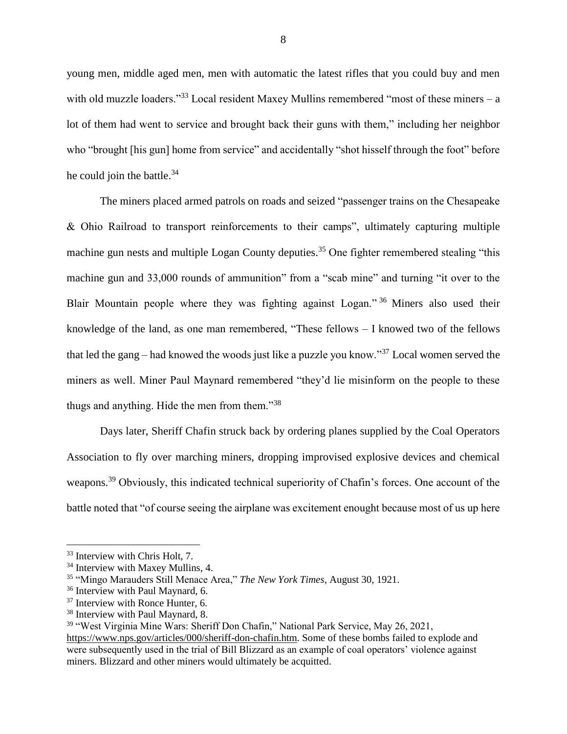young men, middle aged men, men with automatic the latest rifles that you could buy and men with old muzzle loaders."[33] Local resident Maxey Mullins remembered "most of these miners – a lot of them had went to service and brought back their guns with them," including her neighbor who "brought [his gun] home from service" and accidentally "shot hisself through the foot" before he could join the battle.[34]

The miners placed armed patrols on roads and seized "passenger trains on the Chesapeake & Ohio Railroad to transport reinforcements to their camps", ultimately capturing multiple machine gun nests and multiple Logan County deputies.[35] One fighter remembered stealing "this machine gun and 33,000 rounds of ammunition" from a "scab mine" and turning "it over to the Blair Mountain people where they was fighting against Logan."[36] Miners also used their knowledge of the land, as one man remembered, "These fellows – I knowed two of the fellows that led the gang – had knowed the woods just like a puzzle you know."[37] Local women served the miners as well. Miner Paul Maynard remembered "they'd lie misinform on the people to these thugs and anything. Hide the men from them."[38]

Days later, Sheriff Chafin struck back by ordering planes supplied by the Coal Operators Association to fly over marching miners, dropping improvised explosive devices and chemical weapons.[39] Obviously, this indicated technical superiority of Chafin's forces. One account of the battle noted that "of course seeing the airplane was excitement enought because most of us up here

---

[33] Interview with Chris Holt, 7.

[34] Interview with Maxey Mullins, 4.

[35] "Mingo Marauders Still Menace Area," *The New York Times*, August 30, 1921.

[36] Interview with Paul Maynard, 6.

[37] Interview with Ronce Hunter, 6.

[38] Interview with Paul Maynard, 8.

[39] "West Virginia Mine Wars: Sheriff Don Chafin," National Park Service, May 26, 2021, https://www.nps.gov/articles/000/sheriff-don-chafin.htm. Some of these bombs failed to explode and were subsequently used in the trial of Bill Blizzard as an example of coal operators' violence against miners. Blizzard and other miners would ultimately be acquitted.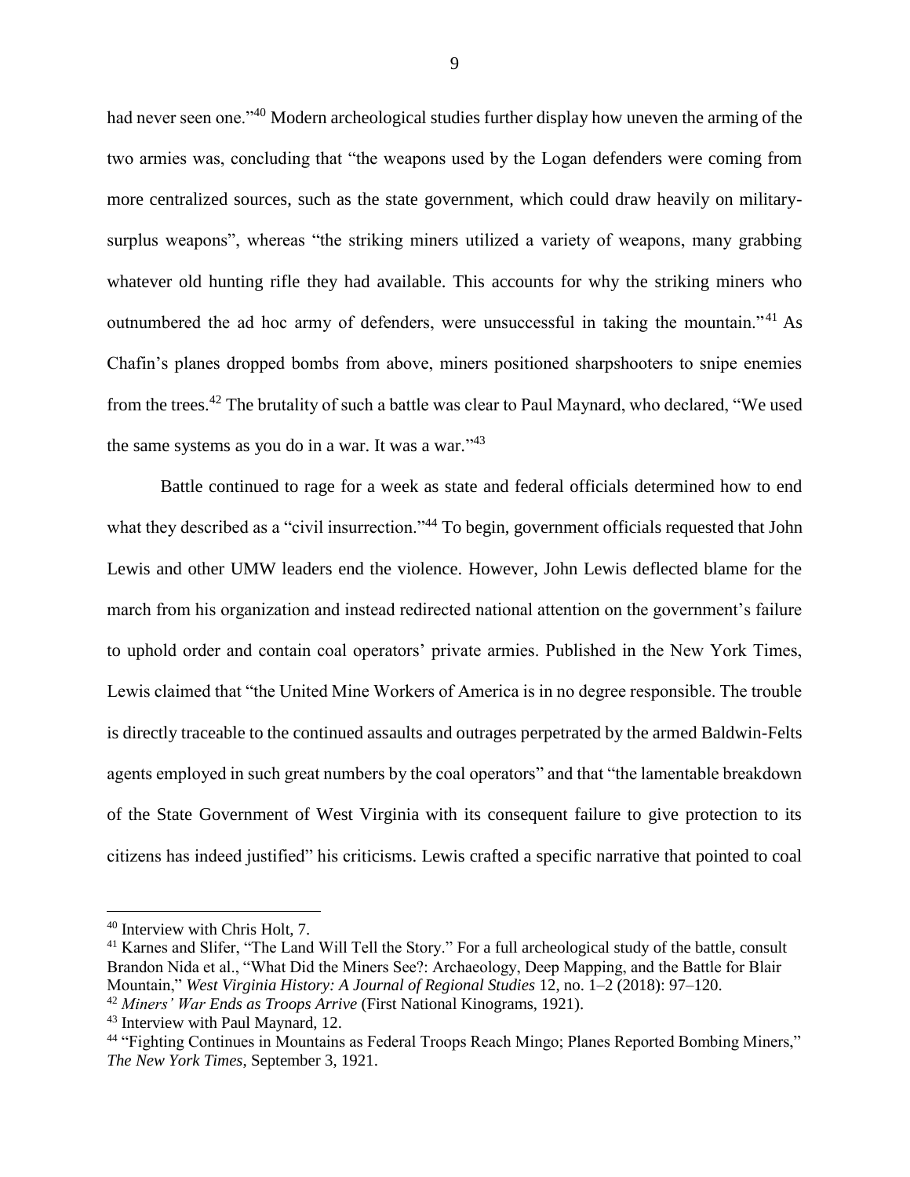had never seen one."[40] Modern archeological studies further display how uneven the arming of the two armies was, concluding that "the weapons used by the Logan defenders were coming from more centralized sources, such as the state government, which could draw heavily on military-surplus weapons", whereas "the striking miners utilized a variety of weapons, many grabbing whatever old hunting rifle they had available. This accounts for why the striking miners who outnumbered the ad hoc army of defenders, were unsuccessful in taking the mountain."[41] As Chafin's planes dropped bombs from above, miners positioned sharpshooters to snipe enemies from the trees.[42] The brutality of such a battle was clear to Paul Maynard, who declared, "We used the same systems as you do in a war. It was a war."[43]

Battle continued to rage for a week as state and federal officials determined how to end what they described as a "civil insurrection."[44] To begin, government officials requested that John Lewis and other UMW leaders end the violence. However, John Lewis deflected blame for the march from his organization and instead redirected national attention on the government's failure to uphold order and contain coal operators' private armies. Published in the New York Times, Lewis claimed that "the United Mine Workers of America is in no degree responsible. The trouble is directly traceable to the continued assaults and outrages perpetrated by the armed Baldwin-Felts agents employed in such great numbers by the coal operators" and that "the lamentable breakdown of the State Government of West Virginia with its consequent failure to give protection to its citizens has indeed justified" his criticisms. Lewis crafted a specific narrative that pointed to coal

---

[40] Interview with Chris Holt, 7.

[41] Karnes and Slifer, "The Land Will Tell the Story." For a full archeological study of the battle, consult Brandon Nida et al., "What Did the Miners See?: Archaeology, Deep Mapping, and the Battle for Blair Mountain," *West Virginia History: A Journal of Regional Studies* 12, no. 1–2 (2018): 97–120.

[42] *Miners' War Ends as Troops Arrive* (First National Kinograms, 1921).

[43] Interview with Paul Maynard, 12.

[44] "Fighting Continues in Mountains as Federal Troops Reach Mingo; Planes Reported Bombing Miners," *The New York Times*, September 3, 1921.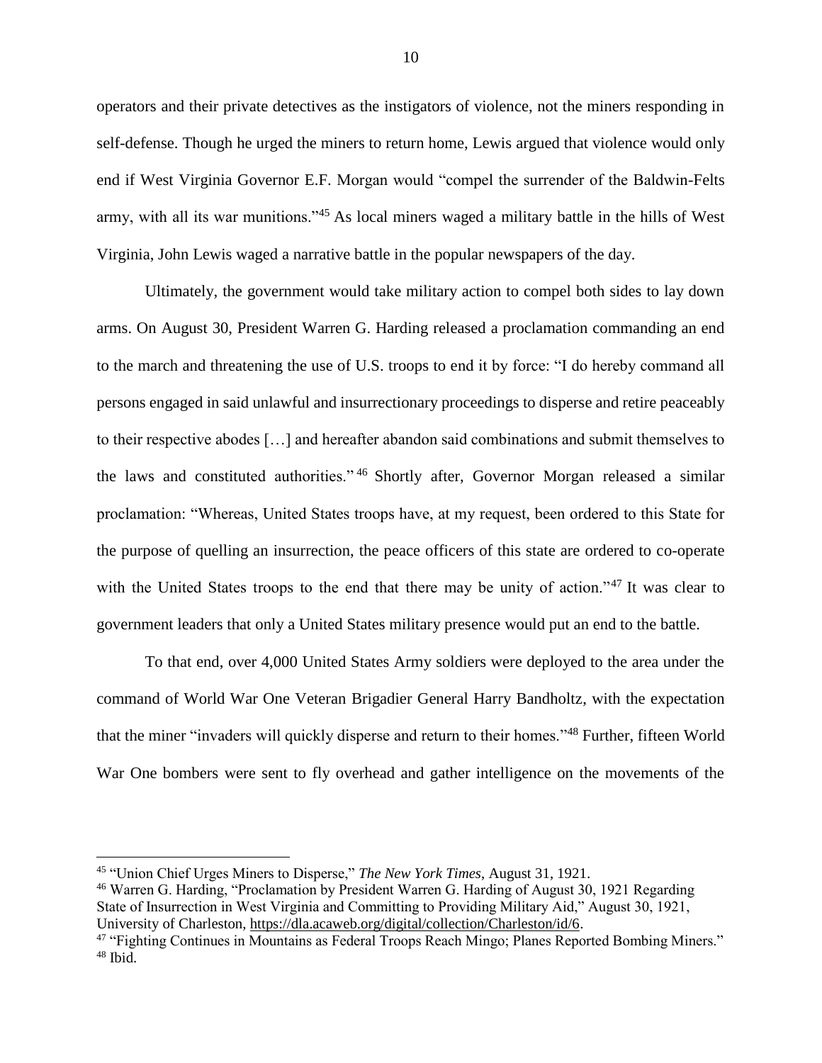operators and their private detectives as the instigators of violence, not the miners responding in self-defense. Though he urged the miners to return home, Lewis argued that violence would only end if West Virginia Governor E.F. Morgan would "compel the surrender of the Baldwin-Felts army, with all its war munitions."[45] As local miners waged a military battle in the hills of West Virginia, John Lewis waged a narrative battle in the popular newspapers of the day.

Ultimately, the government would take military action to compel both sides to lay down arms. On August 30, President Warren G. Harding released a proclamation commanding an end to the march and threatening the use of U.S. troops to end it by force: "I do hereby command all persons engaged in said unlawful and insurrectionary proceedings to disperse and retire peaceably to their respective abodes […] and hereafter abandon said combinations and submit themselves to the laws and constituted authorities."[46] Shortly after, Governor Morgan released a similar proclamation: "Whereas, United States troops have, at my request, been ordered to this State for the purpose of quelling an insurrection, the peace officers of this state are ordered to co-operate with the United States troops to the end that there may be unity of action."[47] It was clear to government leaders that only a United States military presence would put an end to the battle.

To that end, over 4,000 United States Army soldiers were deployed to the area under the command of World War One Veteran Brigadier General Harry Bandholtz, with the expectation that the miner "invaders will quickly disperse and return to their homes."[48] Further, fifteen World War One bombers were sent to fly overhead and gather intelligence on the movements of the

---

[45] "Union Chief Urges Miners to Disperse," *The New York Times*, August 31, 1921.

[46] Warren G. Harding, "Proclamation by President Warren G. Harding of August 30, 1921 Regarding State of Insurrection in West Virginia and Committing to Providing Military Aid," August 30, 1921, University of Charleston, https://dla.acaweb.org/digital/collection/Charleston/id/6.

[47] "Fighting Continues in Mountains as Federal Troops Reach Mingo; Planes Reported Bombing Miners."

[48] Ibid.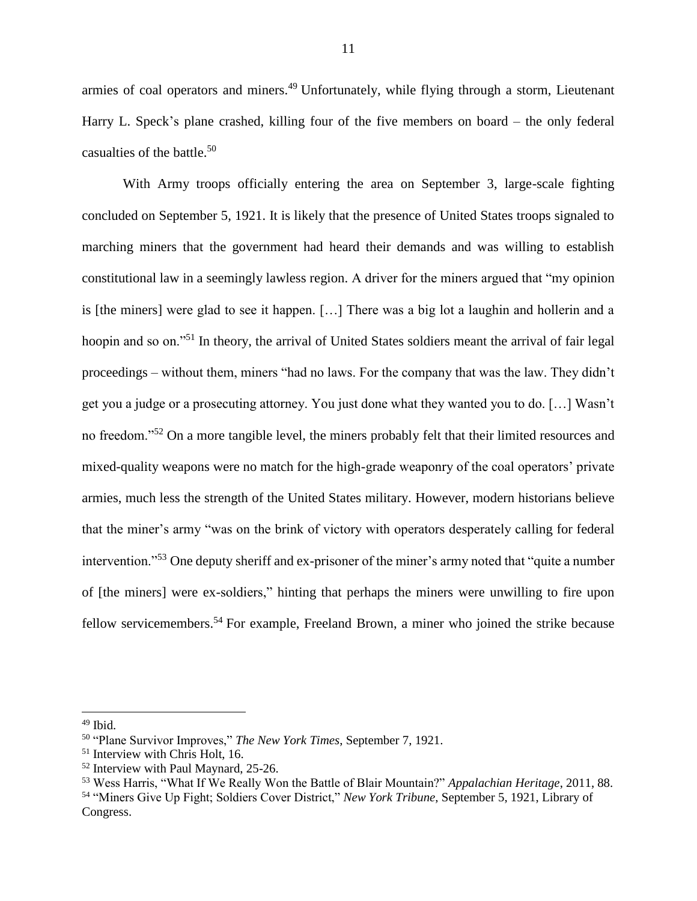armies of coal operators and miners.[49] Unfortunately, while flying through a storm, Lieutenant Harry L. Speck's plane crashed, killing four of the five members on board – the only federal casualties of the battle.[50]

With Army troops officially entering the area on September 3, large-scale fighting concluded on September 5, 1921. It is likely that the presence of United States troops signaled to marching miners that the government had heard their demands and was willing to establish constitutional law in a seemingly lawless region. A driver for the miners argued that "my opinion is [the miners] were glad to see it happen. […] There was a big lot a laughin and hollerin and a hoopin and so on."[51] In theory, the arrival of United States soldiers meant the arrival of fair legal proceedings – without them, miners "had no laws. For the company that was the law. They didn't get you a judge or a prosecuting attorney. You just done what they wanted you to do. […] Wasn't no freedom."[52] On a more tangible level, the miners probably felt that their limited resources and mixed-quality weapons were no match for the high-grade weaponry of the coal operators' private armies, much less the strength of the United States military. However, modern historians believe that the miner's army "was on the brink of victory with operators desperately calling for federal intervention."[53] One deputy sheriff and ex-prisoner of the miner's army noted that "quite a number of [the miners] were ex-soldiers," hinting that perhaps the miners were unwilling to fire upon fellow servicemembers.[54] For example, Freeland Brown, a miner who joined the strike because

---

[49] Ibid.

[50] "Plane Survivor Improves," *The New York Times*, September 7, 1921.

[51] Interview with Chris Holt, 16.

[52] Interview with Paul Maynard, 25-26.

[53] Wess Harris, "What If We Really Won the Battle of Blair Mountain?" *Appalachian Heritage*, 2011, 88.

[54] "Miners Give Up Fight; Soldiers Cover District," *New York Tribune*, September 5, 1921, Library of Congress.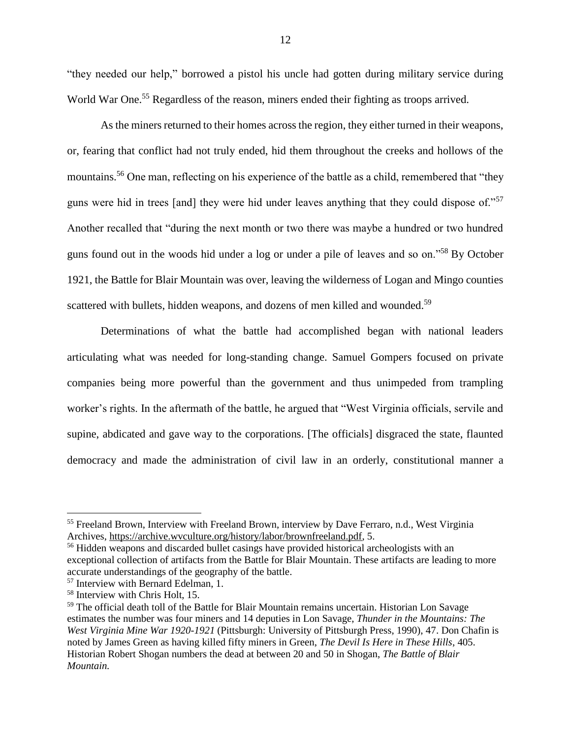"they needed our help," borrowed a pistol his uncle had gotten during military service during World War One.[55] Regardless of the reason, miners ended their fighting as troops arrived.

As the miners returned to their homes across the region, they either turned in their weapons, or, fearing that conflict had not truly ended, hid them throughout the creeks and hollows of the mountains.[56] One man, reflecting on his experience of the battle as a child, remembered that "they guns were hid in trees [and] they were hid under leaves anything that they could dispose of."[57] Another recalled that "during the next month or two there was maybe a hundred or two hundred guns found out in the woods hid under a log or under a pile of leaves and so on."[58] By October 1921, the Battle for Blair Mountain was over, leaving the wilderness of Logan and Mingo counties scattered with bullets, hidden weapons, and dozens of men killed and wounded.[59]

Determinations of what the battle had accomplished began with national leaders articulating what was needed for long-standing change. Samuel Gompers focused on private companies being more powerful than the government and thus unimpeded from trampling worker's rights. In the aftermath of the battle, he argued that "West Virginia officials, servile and supine, abdicated and gave way to the corporations. [The officials] disgraced the state, flaunted democracy and made the administration of civil law in an orderly, constitutional manner a

---

[55] Freeland Brown, Interview with Freeland Brown, interview by Dave Ferraro, n.d., West Virginia Archives, https://archive.wvculture.org/history/labor/brownfreeland.pdf, 5.

[56] Hidden weapons and discarded bullet casings have provided historical archeologists with an exceptional collection of artifacts from the Battle for Blair Mountain. These artifacts are leading to more accurate understandings of the geography of the battle.

[57] Interview with Bernard Edelman, 1.

[58] Interview with Chris Holt, 15.

[59] The official death toll of the Battle for Blair Mountain remains uncertain. Historian Lon Savage estimates the number was four miners and 14 deputies in Lon Savage, *Thunder in the Mountains: The West Virginia Mine War 1920-1921* (Pittsburgh: University of Pittsburgh Press, 1990), 47. Don Chafin is noted by James Green as having killed fifty miners in Green, *The Devil Is Here in These Hills*, 405. Historian Robert Shogan numbers the dead at between 20 and 50 in Shogan, *The Battle of Blair Mountain.*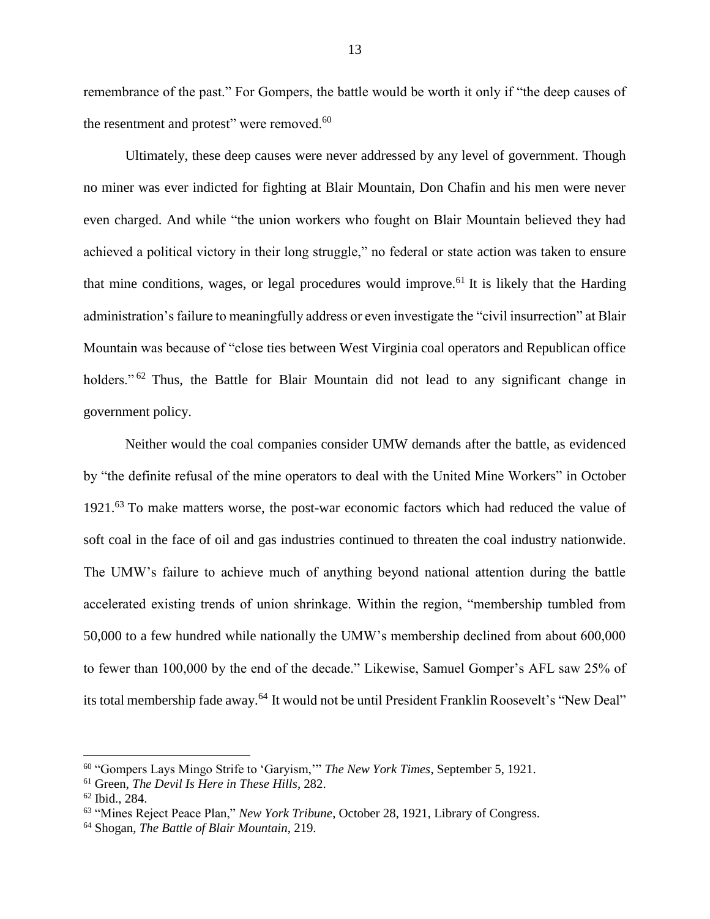remembrance of the past." For Gompers, the battle would be worth it only if "the deep causes of the resentment and protest" were removed.[60]

Ultimately, these deep causes were never addressed by any level of government. Though no miner was ever indicted for fighting at Blair Mountain, Don Chafin and his men were never even charged. And while "the union workers who fought on Blair Mountain believed they had achieved a political victory in their long struggle," no federal or state action was taken to ensure that mine conditions, wages, or legal procedures would improve.[61] It is likely that the Harding administration's failure to meaningfully address or even investigate the "civil insurrection" at Blair Mountain was because of "close ties between West Virginia coal operators and Republican office holders."[62] Thus, the Battle for Blair Mountain did not lead to any significant change in government policy.

Neither would the coal companies consider UMW demands after the battle, as evidenced by "the definite refusal of the mine operators to deal with the United Mine Workers" in October 1921.[63] To make matters worse, the post-war economic factors which had reduced the value of soft coal in the face of oil and gas industries continued to threaten the coal industry nationwide. The UMW's failure to achieve much of anything beyond national attention during the battle accelerated existing trends of union shrinkage. Within the region, "membership tumbled from 50,000 to a few hundred while nationally the UMW's membership declined from about 600,000 to fewer than 100,000 by the end of the decade." Likewise, Samuel Gomper's AFL saw 25% of its total membership fade away.[64] It would not be until President Franklin Roosevelt's "New Deal"

---

[60] "Gompers Lays Mingo Strife to 'Garyism,'" *The New York Times*, September 5, 1921.

[61] Green, *The Devil Is Here in These Hills*, 282.

[62] Ibid., 284.

[63] "Mines Reject Peace Plan," *New York Tribune*, October 28, 1921, Library of Congress.

[64] Shogan, *The Battle of Blair Mountain*, 219.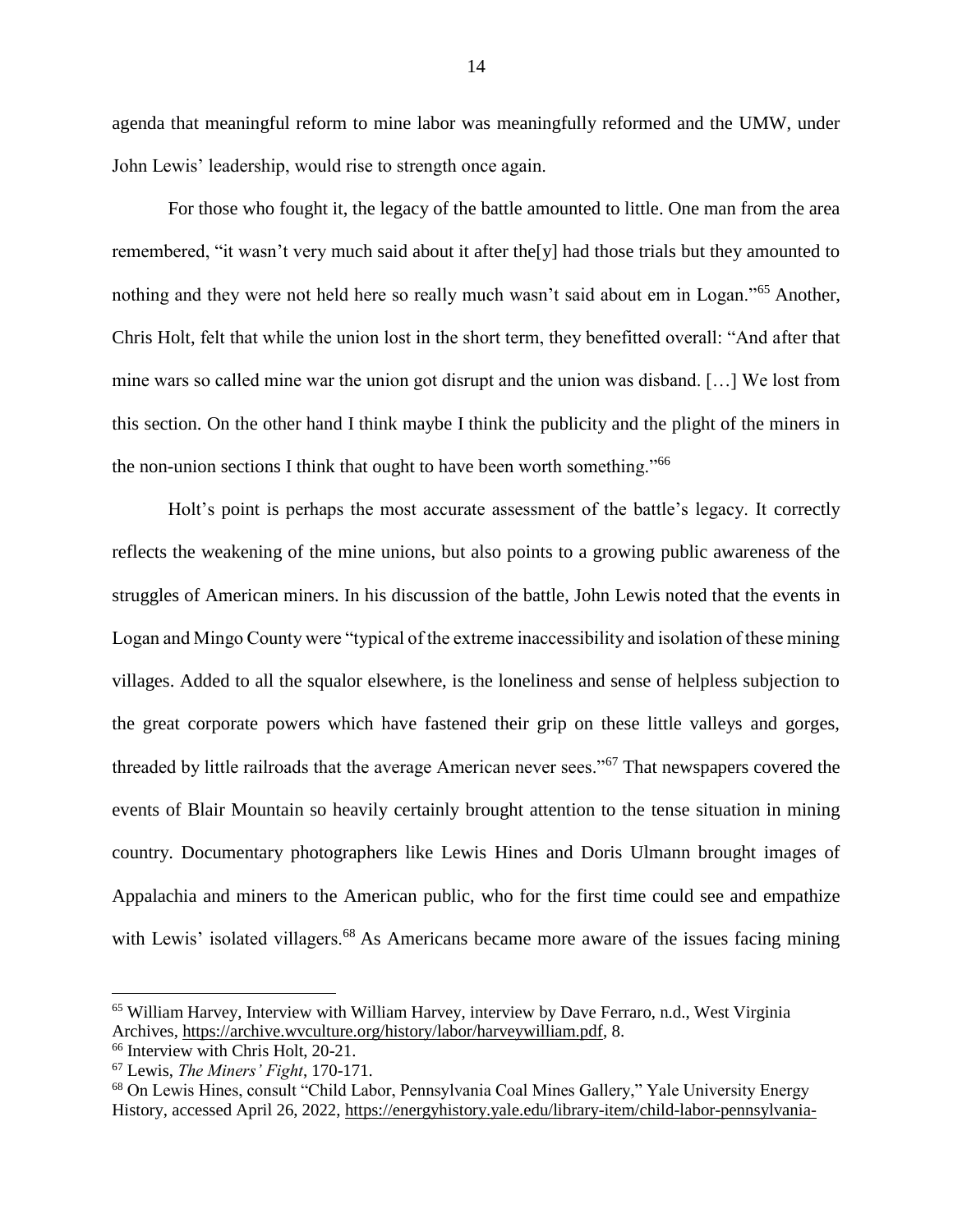agenda that meaningful reform to mine labor was meaningfully reformed and the UMW, under John Lewis' leadership, would rise to strength once again.

For those who fought it, the legacy of the battle amounted to little. One man from the area remembered, "it wasn't very much said about it after the[y] had those trials but they amounted to nothing and they were not held here so really much wasn't said about em in Logan."[65] Another, Chris Holt, felt that while the union lost in the short term, they benefitted overall: "And after that mine wars so called mine war the union got disrupt and the union was disband. […] We lost from this section. On the other hand I think maybe I think the publicity and the plight of the miners in the non-union sections I think that ought to have been worth something."[66]

Holt's point is perhaps the most accurate assessment of the battle's legacy. It correctly reflects the weakening of the mine unions, but also points to a growing public awareness of the struggles of American miners. In his discussion of the battle, John Lewis noted that the events in Logan and Mingo County were "typical of the extreme inaccessibility and isolation of these mining villages. Added to all the squalor elsewhere, is the loneliness and sense of helpless subjection to the great corporate powers which have fastened their grip on these little valleys and gorges, threaded by little railroads that the average American never sees."[67] That newspapers covered the events of Blair Mountain so heavily certainly brought attention to the tense situation in mining country. Documentary photographers like Lewis Hines and Doris Ulmann brought images of Appalachia and miners to the American public, who for the first time could see and empathize with Lewis' isolated villagers.[68] As Americans became more aware of the issues facing mining

---

[65] William Harvey, Interview with William Harvey, interview by Dave Ferraro, n.d., West Virginia Archives, https://archive.wvculture.org/history/labor/harveywilliam.pdf, 8.

[66] Interview with Chris Holt, 20-21.

[67] Lewis, *The Miners' Fight*, 170-171.

[68] On Lewis Hines, consult "Child Labor, Pennsylvania Coal Mines Gallery," Yale University Energy History, accessed April 26, 2022, https://energyhistory.yale.edu/library-item/child-labor-pennsylvania-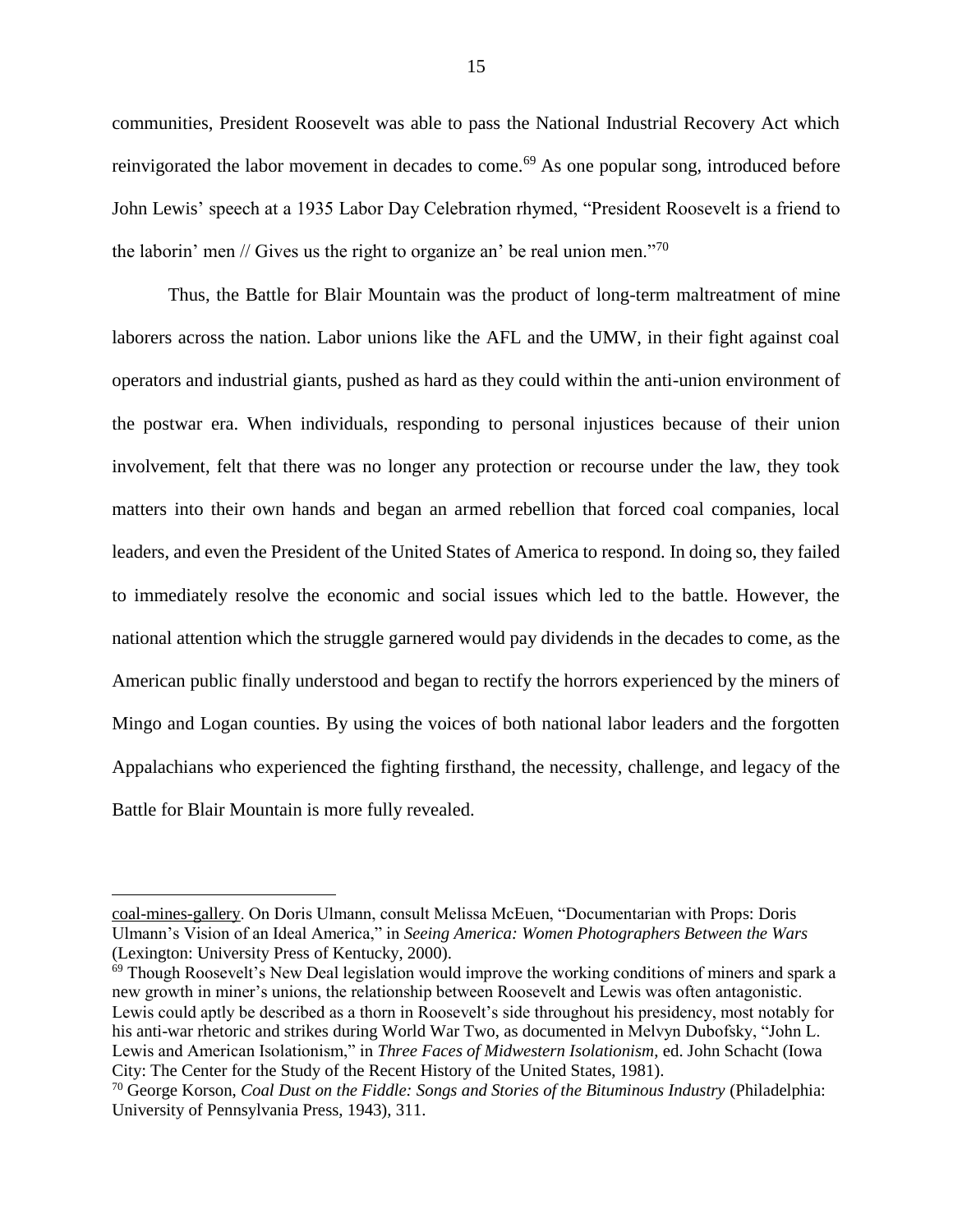communities, President Roosevelt was able to pass the National Industrial Recovery Act which reinvigorated the labor movement in decades to come.[69] As one popular song, introduced before John Lewis' speech at a 1935 Labor Day Celebration rhymed, "President Roosevelt is a friend to the laborin' men // Gives us the right to organize an' be real union men."[70]

Thus, the Battle for Blair Mountain was the product of long-term maltreatment of mine laborers across the nation. Labor unions like the AFL and the UMW, in their fight against coal operators and industrial giants, pushed as hard as they could within the anti-union environment of the postwar era. When individuals, responding to personal injustices because of their union involvement, felt that there was no longer any protection or recourse under the law, they took matters into their own hands and began an armed rebellion that forced coal companies, local leaders, and even the President of the United States of America to respond. In doing so, they failed to immediately resolve the economic and social issues which led to the battle. However, the national attention which the struggle garnered would pay dividends in the decades to come, as the American public finally understood and began to rectify the horrors experienced by the miners of Mingo and Logan counties. By using the voices of both national labor leaders and the forgotten Appalachians who experienced the fighting firsthand, the necessity, challenge, and legacy of the Battle for Blair Mountain is more fully revealed.

---

coal-mines-gallery. On Doris Ulmann, consult Melissa McEuen, "Documentarian with Props: Doris Ulmann's Vision of an Ideal America," in *Seeing America: Women Photographers Between the Wars* (Lexington: University Press of Kentucky, 2000).

[69] Though Roosevelt's New Deal legislation would improve the working conditions of miners and spark a new growth in miner's unions, the relationship between Roosevelt and Lewis was often antagonistic. Lewis could aptly be described as a thorn in Roosevelt's side throughout his presidency, most notably for his anti-war rhetoric and strikes during World War Two, as documented in Melvyn Dubofsky, "John L. Lewis and American Isolationism," in *Three Faces of Midwestern Isolationism*, ed. John Schacht (Iowa City: The Center for the Study of the Recent History of the United States, 1981).

[70] George Korson, *Coal Dust on the Fiddle: Songs and Stories of the Bituminous Industry* (Philadelphia: University of Pennsylvania Press, 1943), 311.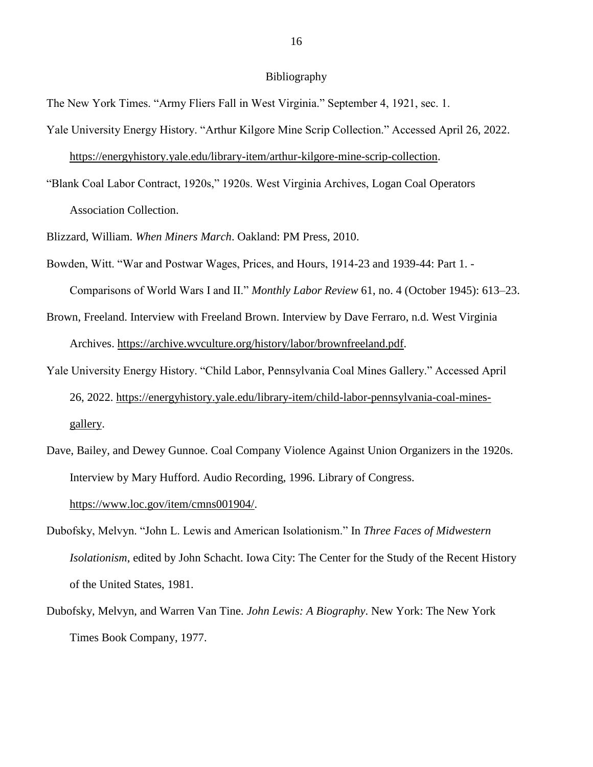# Bibliography

The New York Times. "Army Fliers Fall in West Virginia." September 4, 1921, sec. 1.

Yale University Energy History. "Arthur Kilgore Mine Scrip Collection." Accessed April 26, 2022. https://energyhistory.yale.edu/library-item/arthur-kilgore-mine-scrip-collection.

"Blank Coal Labor Contract, 1920s," 1920s. West Virginia Archives, Logan Coal Operators Association Collection.

Blizzard, William. *When Miners March*. Oakland: PM Press, 2010.

Bowden, Witt. "War and Postwar Wages, Prices, and Hours, 1914-23 and 1939-44: Part 1. - Comparisons of World Wars I and II." *Monthly Labor Review* 61, no. 4 (October 1945): 613–23.

Brown, Freeland. Interview with Freeland Brown. Interview by Dave Ferraro, n.d. West Virginia Archives. https://archive.wvculture.org/history/labor/brownfreeland.pdf.

Yale University Energy History. "Child Labor, Pennsylvania Coal Mines Gallery." Accessed April 26, 2022. https://energyhistory.yale.edu/library-item/child-labor-pennsylvania-coal-mines-gallery.

Dave, Bailey, and Dewey Gunnoe. Coal Company Violence Against Union Organizers in the 1920s. Interview by Mary Hufford. Audio Recording, 1996. Library of Congress. https://www.loc.gov/item/cmns001904/.

Dubofsky, Melvyn. "John L. Lewis and American Isolationism." In *Three Faces of Midwestern Isolationism*, edited by John Schacht. Iowa City: The Center for the Study of the Recent History of the United States, 1981.

Dubofsky, Melvyn, and Warren Van Tine. *John Lewis: A Biography*. New York: The New York Times Book Company, 1977.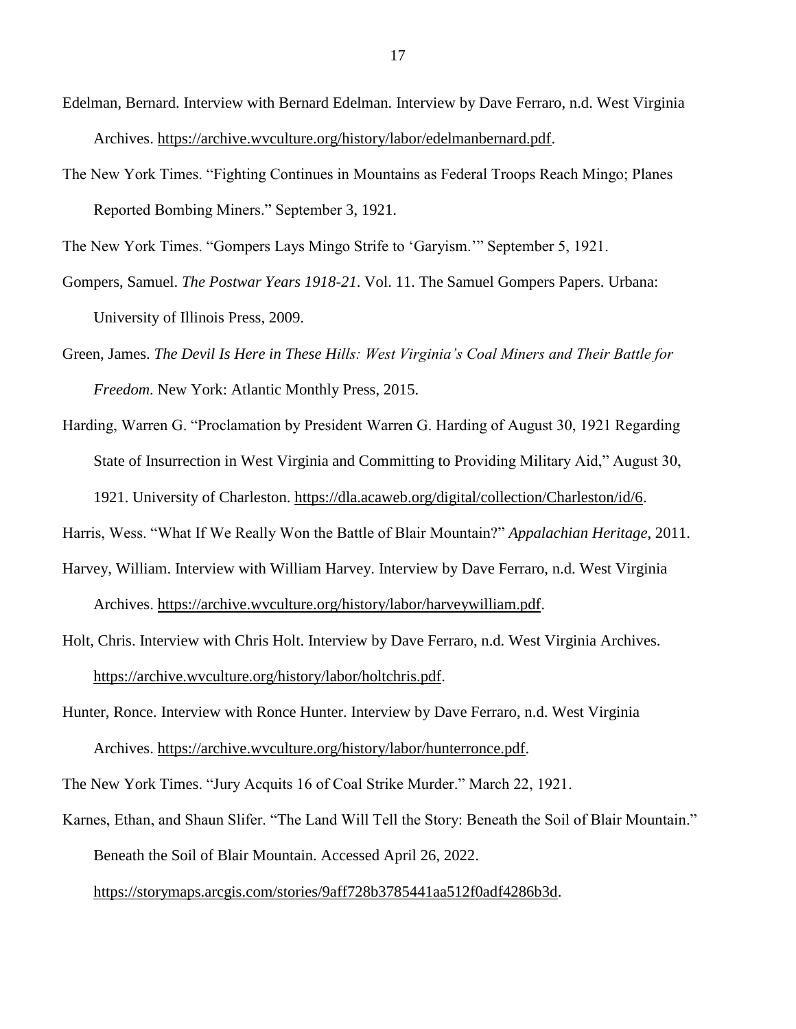Edelman, Bernard. Interview with Bernard Edelman. Interview by Dave Ferraro, n.d. West Virginia Archives. https://archive.wvculture.org/history/labor/edelmanbernard.pdf.

The New York Times. "Fighting Continues in Mountains as Federal Troops Reach Mingo; Planes Reported Bombing Miners." September 3, 1921.

The New York Times. "Gompers Lays Mingo Strife to 'Garyism.'" September 5, 1921.

Gompers, Samuel. *The Postwar Years 1918-21*. Vol. 11. The Samuel Gompers Papers. Urbana: University of Illinois Press, 2009.

Green, James. *The Devil Is Here in These Hills: West Virginia's Coal Miners and Their Battle for Freedom*. New York: Atlantic Monthly Press, 2015.

Harding, Warren G. "Proclamation by President Warren G. Harding of August 30, 1921 Regarding State of Insurrection in West Virginia and Committing to Providing Military Aid," August 30, 1921. University of Charleston. https://dla.acaweb.org/digital/collection/Charleston/id/6.

Harris, Wess. "What If We Really Won the Battle of Blair Mountain?" *Appalachian Heritage*, 2011.

Harvey, William. Interview with William Harvey. Interview by Dave Ferraro, n.d. West Virginia Archives. https://archive.wvculture.org/history/labor/harveywilliam.pdf.

Holt, Chris. Interview with Chris Holt. Interview by Dave Ferraro, n.d. West Virginia Archives. https://archive.wvculture.org/history/labor/holtchris.pdf.

Hunter, Ronce. Interview with Ronce Hunter. Interview by Dave Ferraro, n.d. West Virginia Archives. https://archive.wvculture.org/history/labor/hunterronce.pdf.

The New York Times. "Jury Acquits 16 of Coal Strike Murder." March 22, 1921.

Karnes, Ethan, and Shaun Slifer. "The Land Will Tell the Story: Beneath the Soil of Blair Mountain." Beneath the Soil of Blair Mountain. Accessed April 26, 2022. https://storymaps.arcgis.com/stories/9aff728b3785441aa512f0adf4286b3d.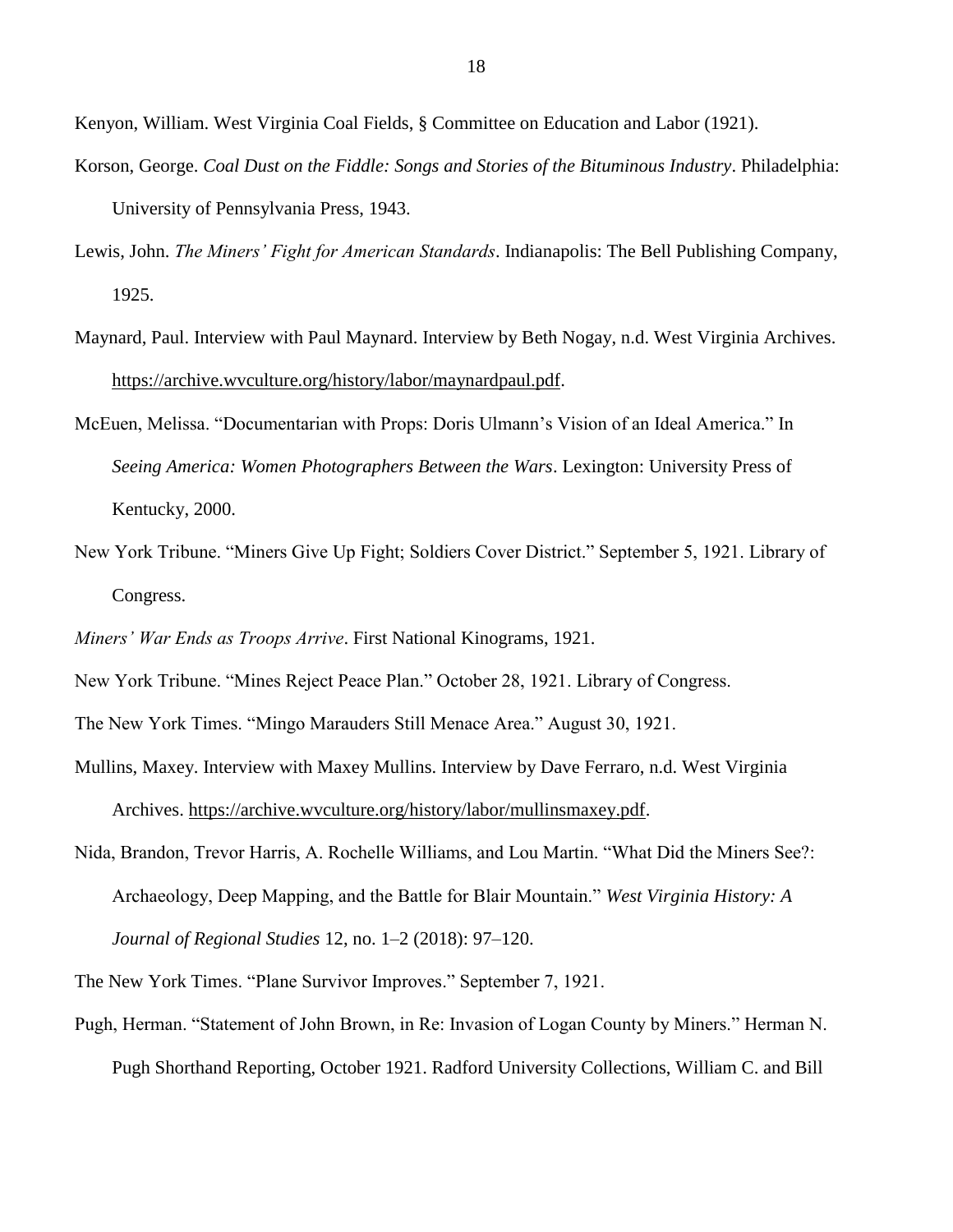Kenyon, William. West Virginia Coal Fields, § Committee on Education and Labor (1921).

Korson, George. *Coal Dust on the Fiddle: Songs and Stories of the Bituminous Industry*. Philadelphia: University of Pennsylvania Press, 1943.

Lewis, John. *The Miners' Fight for American Standards*. Indianapolis: The Bell Publishing Company, 1925.

Maynard, Paul. Interview with Paul Maynard. Interview by Beth Nogay, n.d. West Virginia Archives. https://archive.wvculture.org/history/labor/maynardpaul.pdf.

McEuen, Melissa. "Documentarian with Props: Doris Ulmann's Vision of an Ideal America." In *Seeing America: Women Photographers Between the Wars*. Lexington: University Press of Kentucky, 2000.

New York Tribune. "Miners Give Up Fight; Soldiers Cover District." September 5, 1921. Library of Congress.

*Miners' War Ends as Troops Arrive*. First National Kinograms, 1921.

New York Tribune. "Mines Reject Peace Plan." October 28, 1921. Library of Congress.

The New York Times. "Mingo Marauders Still Menace Area." August 30, 1921.

Mullins, Maxey. Interview with Maxey Mullins. Interview by Dave Ferraro, n.d. West Virginia Archives. https://archive.wvculture.org/history/labor/mullinsmaxey.pdf.

Nida, Brandon, Trevor Harris, A. Rochelle Williams, and Lou Martin. "What Did the Miners See?: Archaeology, Deep Mapping, and the Battle for Blair Mountain." *West Virginia History: A Journal of Regional Studies* 12, no. 1–2 (2018): 97–120.

The New York Times. "Plane Survivor Improves." September 7, 1921.

Pugh, Herman. "Statement of John Brown, in Re: Invasion of Logan County by Miners." Herman N. Pugh Shorthand Reporting, October 1921. Radford University Collections, William C. and Bill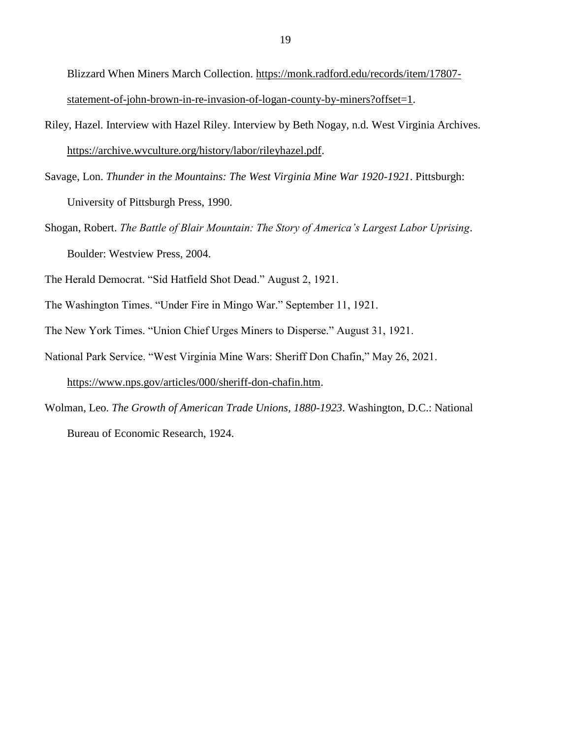Blizzard When Miners March Collection. https://monk.radford.edu/records/item/17807-statement-of-john-brown-in-re-invasion-of-logan-county-by-miners?offset=1.

Riley, Hazel. Interview with Hazel Riley. Interview by Beth Nogay, n.d. West Virginia Archives. https://archive.wvculture.org/history/labor/rileyhazel.pdf.

Savage, Lon. *Thunder in the Mountains: The West Virginia Mine War 1920-1921*. Pittsburgh: University of Pittsburgh Press, 1990.

Shogan, Robert. *The Battle of Blair Mountain: The Story of America's Largest Labor Uprising*. Boulder: Westview Press, 2004.

The Herald Democrat. "Sid Hatfield Shot Dead." August 2, 1921.

The Washington Times. "Under Fire in Mingo War." September 11, 1921.

The New York Times. "Union Chief Urges Miners to Disperse." August 31, 1921.

National Park Service. "West Virginia Mine Wars: Sheriff Don Chafin," May 26, 2021. https://www.nps.gov/articles/000/sheriff-don-chafin.htm.

Wolman, Leo. *The Growth of American Trade Unions, 1880-1923*. Washington, D.C.: National Bureau of Economic Research, 1924.